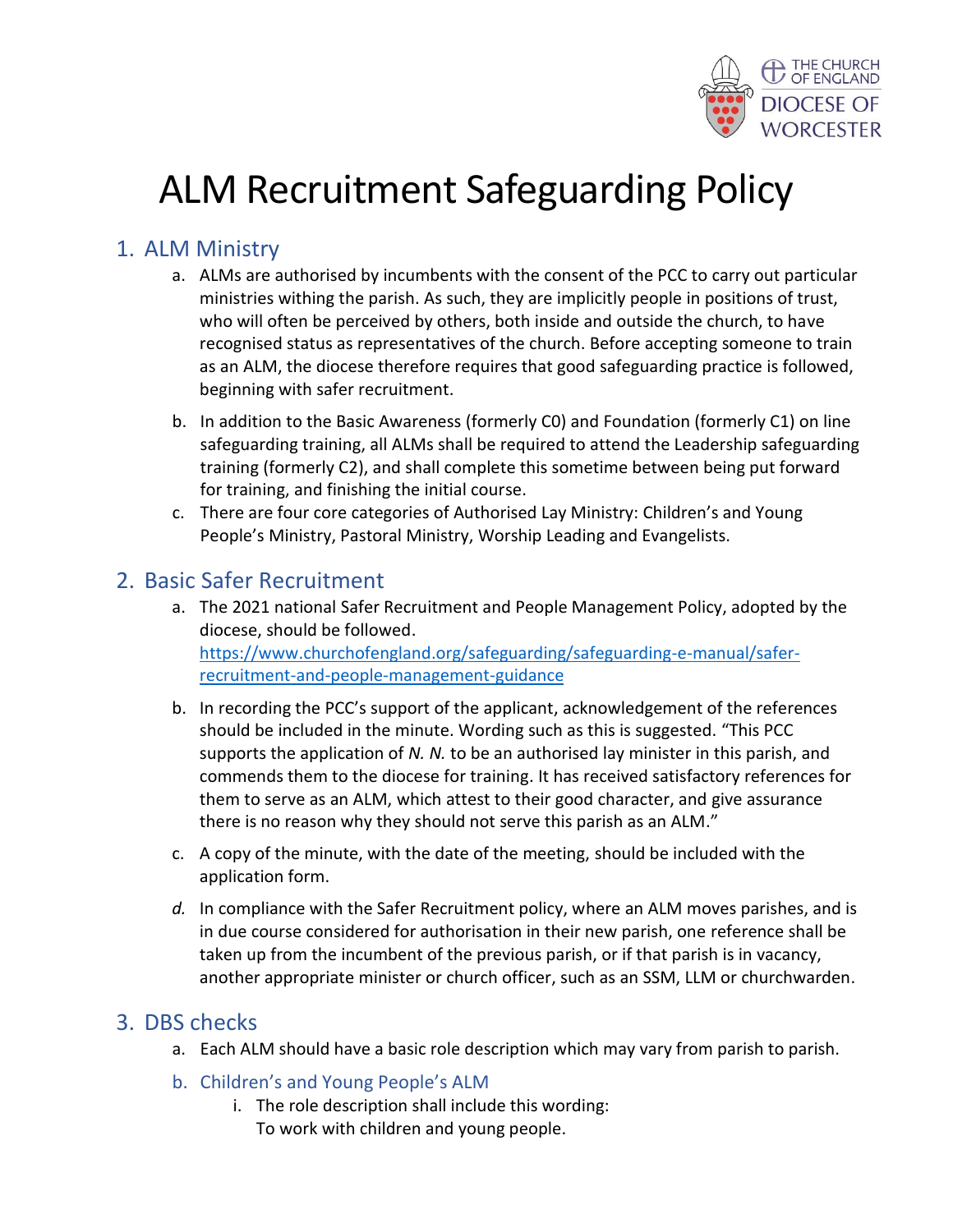THE CHURCH OF ENGLAND
DIOCESE OF WORCESTER

# ALM Recruitment Safeguarding Policy

## 1. ALM Ministry

a. ALMs are authorised by incumbents with the consent of the PCC to carry out particular ministries withing the parish. As such, they are implicitly people in positions of trust, who will often be perceived by others, both inside and outside the church, to have recognised status as representatives of the church. Before accepting someone to train as an ALM, the diocese therefore requires that good safeguarding practice is followed, beginning with safer recruitment.

b. In addition to the Basic Awareness (formerly C0) and Foundation (formerly C1) on line safeguarding training, all ALMs shall be required to attend the Leadership safeguarding training (formerly C2), and shall complete this sometime between being put forward for training, and finishing the initial course.

c. There are four core categories of Authorised Lay Ministry: Children's and Young People's Ministry, Pastoral Ministry, Worship Leading and Evangelists.

## 2. Basic Safer Recruitment

a. The 2021 national Safer Recruitment and People Management Policy, adopted by the diocese, should be followed. [https://www.churchofengland.org/safeguarding/safeguarding-e-manual/safer-recruitment-and-people-management-guidance](https://www.churchofengland.org/safeguarding/safeguarding-e-manual/safer-recruitment-and-people-management-guidance)

b. In recording the PCC's support of the applicant, acknowledgement of the references should be included in the minute. Wording such as this is suggested. "This PCC supports the application of *N. N.* to be an authorised lay minister in this parish, and commends them to the diocese for training. It has received satisfactory references for them to serve as an ALM, which attest to their good character, and give assurance there is no reason why they should not serve this parish as an ALM."

c. A copy of the minute, with the date of the meeting, should be included with the application form.

*d.* In compliance with the Safer Recruitment policy, where an ALM moves parishes, and is in due course considered for authorisation in their new parish, one reference shall be taken up from the incumbent of the previous parish, or if that parish is in vacancy, another appropriate minister or church officer, such as an SSM, LLM or churchwarden.

## 3. DBS checks

a. Each ALM should have a basic role description which may vary from parish to parish.

### b. Children's and Young People's ALM

i. The role description shall include this wording:
To work with children and young people.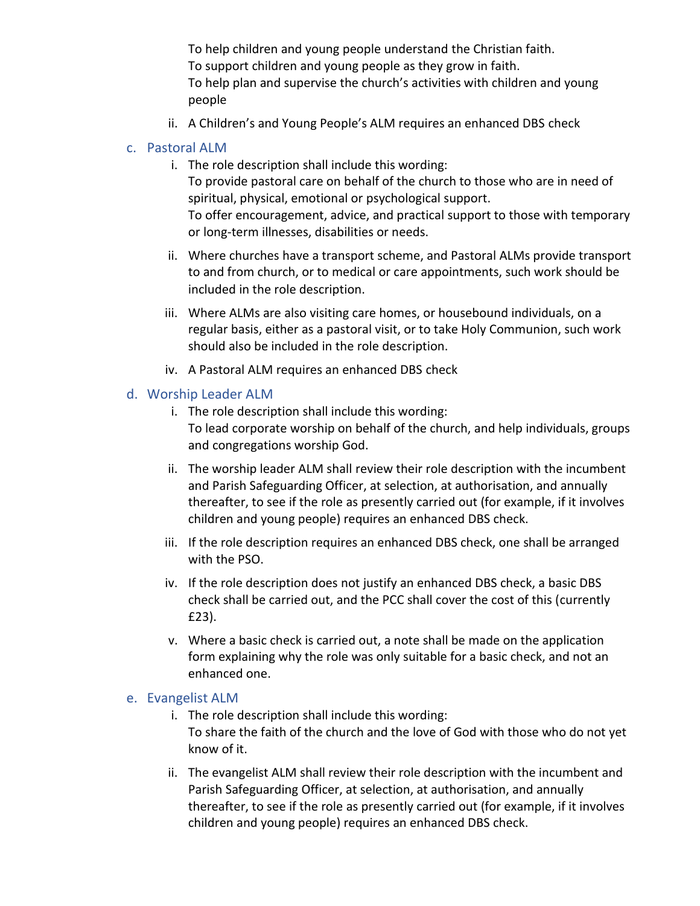To help children and young people understand the Christian faith.
To support children and young people as they grow in faith.
To help plan and supervise the church's activities with children and young people

ii. A Children's and Young People's ALM requires an enhanced DBS check

### c. Pastoral ALM

i. The role description shall include this wording:
To provide pastoral care on behalf of the church to those who are in need of spiritual, physical, emotional or psychological support.
To offer encouragement, advice, and practical support to those with temporary or long-term illnesses, disabilities or needs.

ii. Where churches have a transport scheme, and Pastoral ALMs provide transport to and from church, or to medical or care appointments, such work should be included in the role description.

iii. Where ALMs are also visiting care homes, or housebound individuals, on a regular basis, either as a pastoral visit, or to take Holy Communion, such work should also be included in the role description.

iv. A Pastoral ALM requires an enhanced DBS check

### d. Worship Leader ALM

i. The role description shall include this wording:
To lead corporate worship on behalf of the church, and help individuals, groups and congregations worship God.

ii. The worship leader ALM shall review their role description with the incumbent and Parish Safeguarding Officer, at selection, at authorisation, and annually thereafter, to see if the role as presently carried out (for example, if it involves children and young people) requires an enhanced DBS check.

iii. If the role description requires an enhanced DBS check, one shall be arranged with the PSO.

iv. If the role description does not justify an enhanced DBS check, a basic DBS check shall be carried out, and the PCC shall cover the cost of this (currently £23).

v. Where a basic check is carried out, a note shall be made on the application form explaining why the role was only suitable for a basic check, and not an enhanced one.

### e. Evangelist ALM

i. The role description shall include this wording:
To share the faith of the church and the love of God with those who do not yet know of it.

ii. The evangelist ALM shall review their role description with the incumbent and Parish Safeguarding Officer, at selection, at authorisation, and annually thereafter, to see if the role as presently carried out (for example, if it involves children and young people) requires an enhanced DBS check.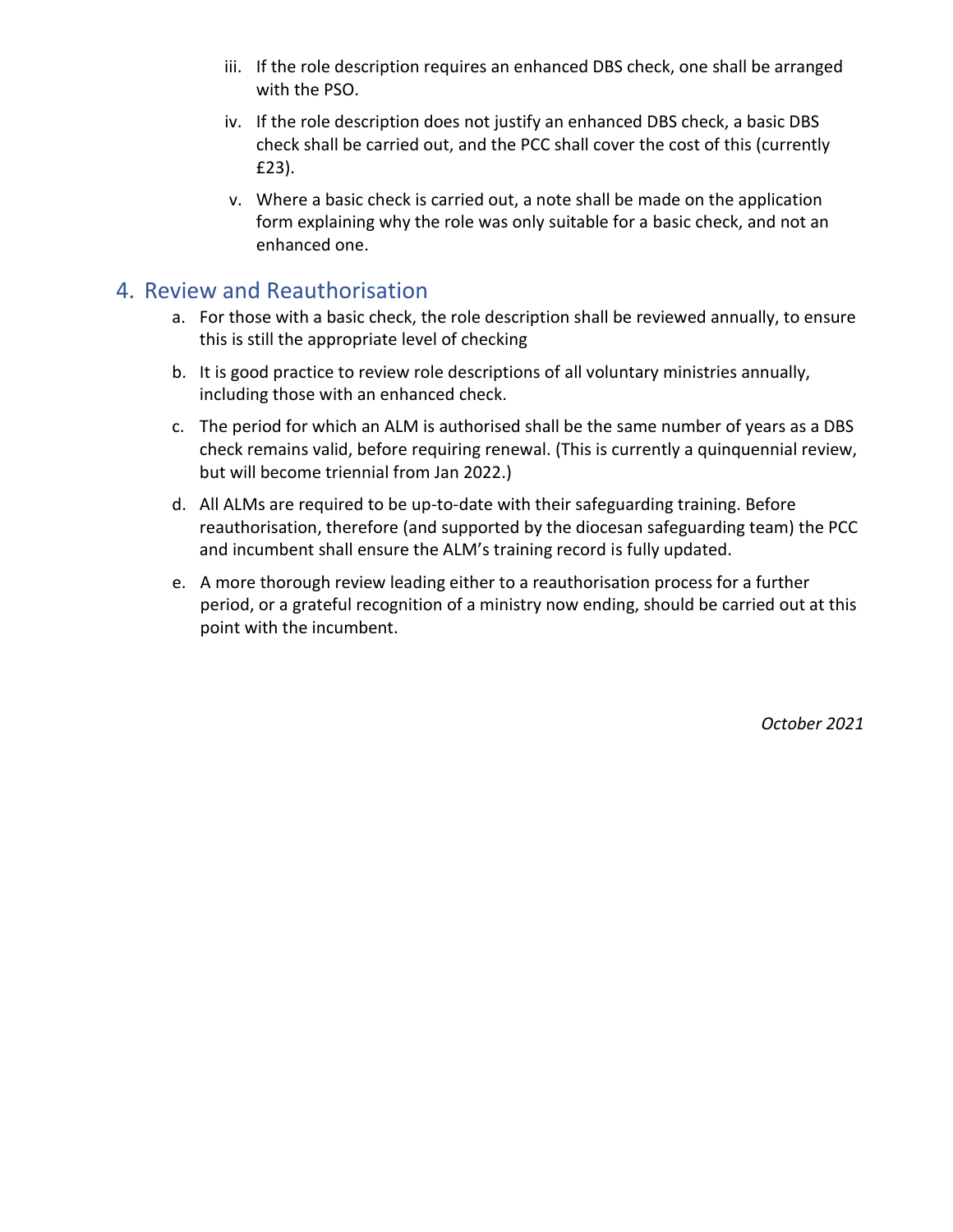iii. If the role description requires an enhanced DBS check, one shall be arranged with the PSO.

iv. If the role description does not justify an enhanced DBS check, a basic DBS check shall be carried out, and the PCC shall cover the cost of this (currently £23).

v. Where a basic check is carried out, a note shall be made on the application form explaining why the role was only suitable for a basic check, and not an enhanced one.

## 4. Review and Reauthorisation

a. For those with a basic check, the role description shall be reviewed annually, to ensure this is still the appropriate level of checking

b. It is good practice to review role descriptions of all voluntary ministries annually, including those with an enhanced check.

c. The period for which an ALM is authorised shall be the same number of years as a DBS check remains valid, before requiring renewal. (This is currently a quinquennial review, but will become triennial from Jan 2022.)

d. All ALMs are required to be up-to-date with their safeguarding training. Before reauthorisation, therefore (and supported by the diocesan safeguarding team) the PCC and incumbent shall ensure the ALM's training record is fully updated.

e. A more thorough review leading either to a reauthorisation process for a further period, or a grateful recognition of a ministry now ending, should be carried out at this point with the incumbent.

*October 2021*